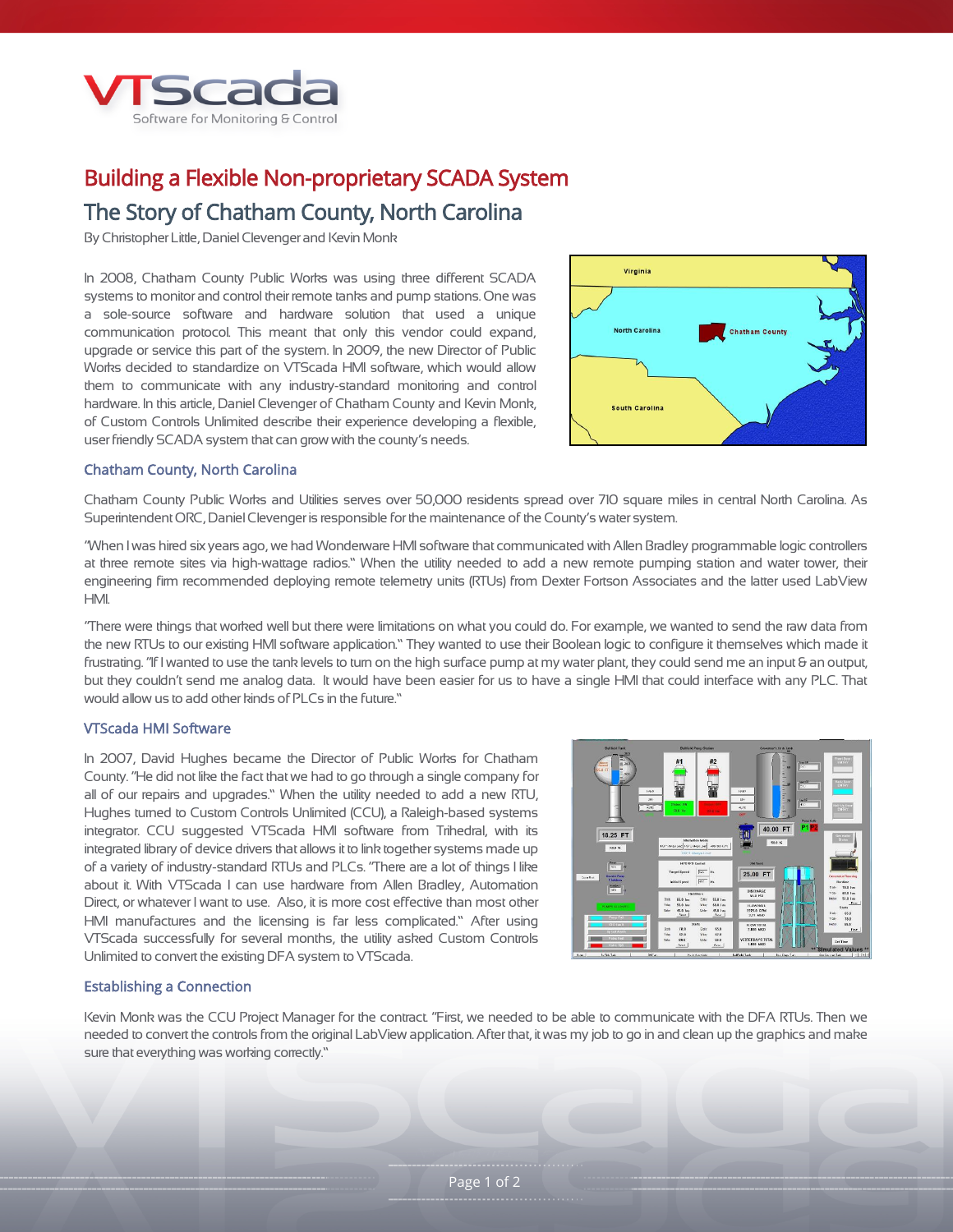# Building a Flexible Non-proprietary SCADA System

## The Story of Chatham County, North Carolina

By Christopher Little, Daniel Clevenger and Kevin Monk

In 2008, Chatham County Public Works was using three different SCADA systems to monitor and control their remote tanks and pump stations. One was a sole-source software and hardware solution that used a unique communication protocol. This meant that only this vendor could expand, upgrade or service this part of the system. In 2009, the new Director of Public Works decided to standardize on VTScada HMI software, which would allow them to communicate with any industry-standard monitoring and control hardware. In this article, Daniel Clevenger of Chatham County and Kevin Monk, of Custom Controls Unlimited describe their experience developing a flexible, user friendly SCADA system that can grow with the county's needs.

### Chatham County, North Carolina

Chatham County Public Works and Utilities serves over 50,000 residents spread over 710 square miles in central North Carolina. As Superintendent ORC, Daniel Clevenger is responsible for the maintenance of the County's water system.

"When I was hired six years ago, we had Wonderware HMI software that communicated with Allen Bradley programmable logic controllers at three remote sites via high-wattage radios." When the utility needed to add a new remote pumping station and water tower, their engineering firm recommended deploying remote telemetry units (RTUs) from Dexter Fortson Associates and the latter used LabView HMI.

"There were things that worked well but there were limitations on what you could do. For example, we wanted to send the raw data from the new RTUs to our existing HMI software application." They wanted to use their Boolean logic to configure it themselves which made it frustrating. "If I wanted to use the tank levels to turn on the high surface pump at my water plant, they could send me an input & an output, but they couldn't send me analog data. It would have been easier for us to have a single HMI that could interface with any PLC. That would allow us to add other kinds of PLCs in the future."

### VTScada HMI Software

In 2007, David Hughes became the Director of Public Works for Chatham County. "He did not like the fact that we had to go through a single company for all of our repairs and upgrades." When the utility needed to add a new RTU, Hughes turned to Custom Controls Unlimited (CCU), a Raleigh-based systems integrator. CCU suggested VTScada HMI software from Trihedral, with its integrated library of device drivers that allows it to link together systems made up of a variety of industry-standard RTUs and PLCs. "There are a lot of things I like about it. With VTScada I can use hardware from Allen Bradley, Automation Direct, or whatever I want to use. Also, it is more cost effective than most other HMI manufactures and the licensing is far less complicated." After using VTScada successfully for several months, the utility asked Custom Controls Unlimited to convert the existing DFA system to VTScada.

### Establishing a Connection

Kevin Monk was the CCU Project Manager for the contract. "First, we needed to be able to communicate with the DFA RTUs. Then we needed to convert the controls from the original LabView application. After that, it was my job to go in and clean up the graphics and make sure that everything was working correctly."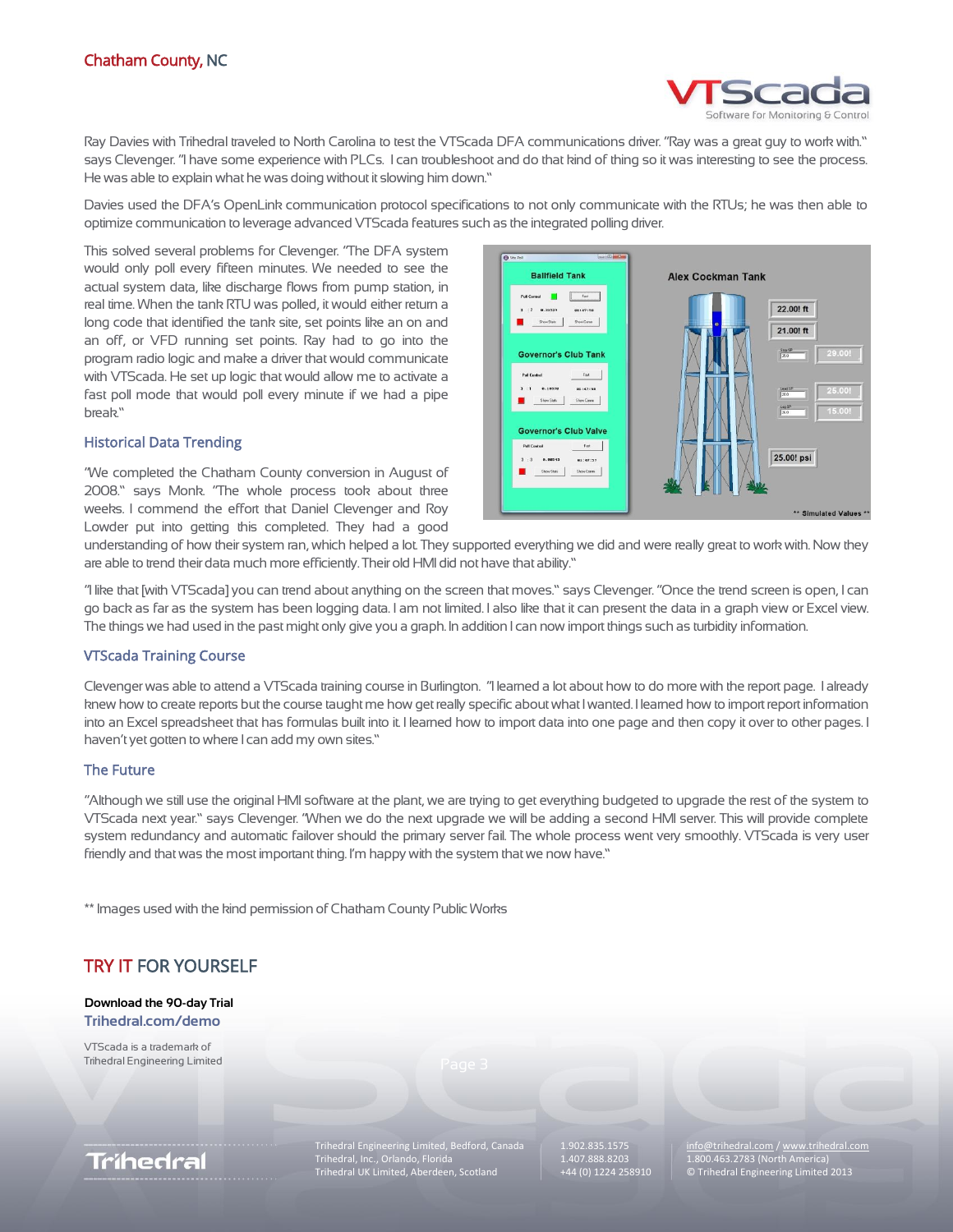Ray Davies with Trihedral traveled to North Carolina to test the VTScada DFA communications driver. "Ray was a great guy to work with." says Clevenger. "I have some experience with PLCs. I can troubleshoot and do that kind of thing so it was interesting to see the process. He was able to explain what he was doing without it slowing him down."

Davies used the DFA's OpenLink communication protocol specifications to not only communicate with the RTUs; he was then able to optimize communication to leverage advanced VTScada features such as the integrated polling driver.

This solved several problems for Clevenger. "The DFA system would only poll every fifteen minutes. We needed to see the actual system data, like discharge flows from pump station, in real time. When the tank RTU was polled, it would either return a long code that identified the tank site, set points like an on and an off, or VFD running set points. Ray had to go into the program radio logic and make a driver that would communicate with VTScada. He set up logic that would allow me to activate a fast poll mode that would poll every minute if we had a pipe break."

Ballfield Tank

Governor's Club Tank

Governor's Club Valve

Alex Cockman Tank

22.00! ft

21.00! ft

29.00!

25.00!

15.00!

25.00! psi

** Simulated Values **

## Historical Data Trending

"We completed the Chatham County conversion in August of 2008." says Monk. "The whole process took about three weeks. I commend the effort that Daniel Clevenger and Roy Lowder put into getting this completed. They had a good understanding of how their system ran, which helped a lot. They supported everything we did and were really great to work with. Now they are able to trend their data much more efficiently. Their old HMI did not have that ability."

"I like that [with VTScada] you can trend about anything on the screen that moves." says Clevenger. "Once the trend screen is open, I can go back as far as the system has been logging data. I am not limited. I also like that it can present the data in a graph view or Excel view. The things we had used in the past might only give you a graph. In addition I can now import things such as turbidity information.

## VTScada Training Course

Clevenger was able to attend a VTScada training course in Burlington. "I learned a lot about how to do more with the report page. I already knew how to create reports but the course taught me how get really specific about what I wanted. I learned how to import report information into an Excel spreadsheet that has formulas built into it. I learned how to import data into one page and then copy it over to other pages. I haven't yet gotten to where I can add my own sites."

## The Future

"Although we still use the original HMI software at the plant, we are trying to get everything budgeted to upgrade the rest of the system to VTScada next year." says Clevenger. "When we do the next upgrade we will be adding a second HMI server. This will provide complete system redundancy and automatic failover should the primary server fail. The whole process went very smoothly. VTScada is very user friendly and that was the most important thing. I'm happy with the system that we now have."

** Images used with the kind permission of Chatham County Public Works

## TRY IT FOR YOURSELF

**Download the 90-day Trial**
Trihedral.com/demo

VTScada is a trademark of Trihedral Engineering Limited

Trihedral Engineering Limited, Bedford, Canada
Trihedral, Inc., Orlando, Florida
Trihedral UK Limited, Aberdeen, Scotland

1.902.835.1575
1.407.888.8203
+44 (0) 1224 258910

info@trihedral.com / www.trihedral.com
1.800.463.2783 (North America)
© Trihedral Engineering Limited 2013